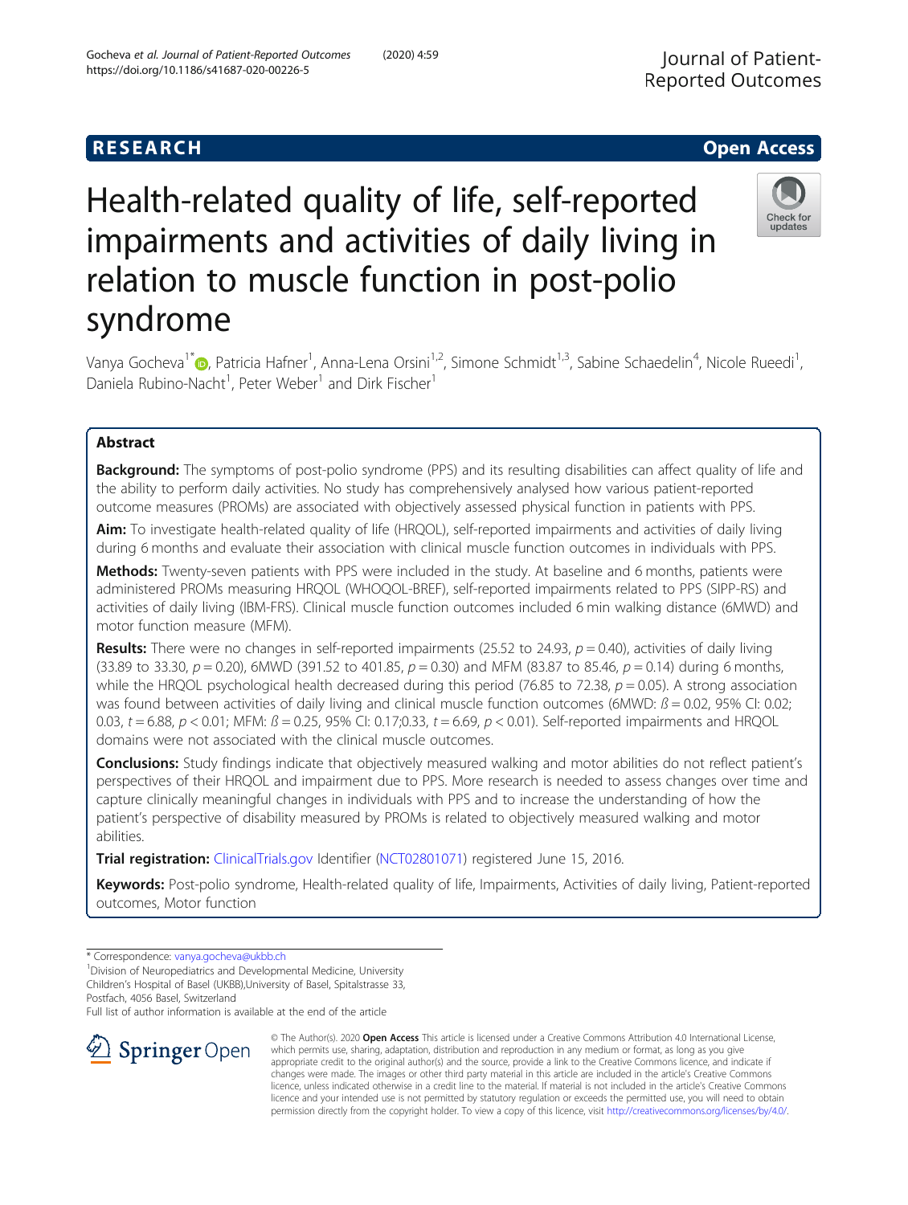RESEARCH

Open Access

# Health-related quality of life, self-reported impairments and activities of daily living in relation to muscle function in post-polio syndrome

Vanya Gocheva[1*], Patricia Hafner[1], Anna-Lena Orsini[1,2], Simone Schmidt[1,3], Sabine Schaedelin[4], Nicole Rueedi[1], Daniela Rubino-Nacht[1], Peter Weber[1] and Dirk Fischer[1]

## Abstract

**Background:** The symptoms of post-polio syndrome (PPS) and its resulting disabilities can affect quality of life and the ability to perform daily activities. No study has comprehensively analysed how various patient-reported outcome measures (PROMs) are associated with objectively assessed physical function in patients with PPS.

**Aim:** To investigate health-related quality of life (HRQOL), self-reported impairments and activities of daily living during 6 months and evaluate their association with clinical muscle function outcomes in individuals with PPS.

**Methods:** Twenty-seven patients with PPS were included in the study. At baseline and 6 months, patients were administered PROMs measuring HRQOL (WHOQOL-BREF), self-reported impairments related to PPS (SIPP-RS) and activities of daily living (IBM-FRS). Clinical muscle function outcomes included 6 min walking distance (6MWD) and motor function measure (MFM).

**Results:** There were no changes in self-reported impairments (25.52 to 24.93, $p = 0.40$), activities of daily living (33.89 to 33.30, $p = 0.20$), 6MWD (391.52 to 401.85, $p = 0.30$) and MFM (83.87 to 85.46, $p = 0.14$) during 6 months, while the HRQOL psychological health decreased during this period (76.85 to 72.38, $p = 0.05$). A strong association was found between activities of daily living and clinical muscle function outcomes (6MWD: $ß = 0.02$, 95% CI: 0.02; 0.03, $t = 6.88$, $p < 0.01$; MFM: $ß = 0.25$, 95% CI: 0.17;0.33, $t = 6.69$, $p < 0.01$). Self-reported impairments and HRQOL domains were not associated with the clinical muscle outcomes.

**Conclusions:** Study findings indicate that objectively measured walking and motor abilities do not reflect patient's perspectives of their HRQOL and impairment due to PPS. More research is needed to assess changes over time and capture clinically meaningful changes in individuals with PPS and to increase the understanding of how the patient's perspective of disability measured by PROMs is related to objectively measured walking and motor abilities.

**Trial registration:** ClinicalTrials.gov Identifier (NCT02801071) registered June 15, 2016.

**Keywords:** Post-polio syndrome, Health-related quality of life, Impairments, Activities of daily living, Patient-reported outcomes, Motor function

---

\* Correspondence: vanya.gocheva@ukbb.ch

[1]Division of Neuropediatrics and Developmental Medicine, University Children's Hospital of Basel (UKBB),University of Basel, Spitalstrasse 33, Postfach, 4056 Basel, Switzerland

Full list of author information is available at the end of the article

© The Author(s). 2020 **Open Access** This article is licensed under a Creative Commons Attribution 4.0 International License, which permits use, sharing, adaptation, distribution and reproduction in any medium or format, as long as you give appropriate credit to the original author(s) and the source, provide a link to the Creative Commons licence, and indicate if changes were made. The images or other third party material in this article are included in the article's Creative Commons licence, unless indicated otherwise in a credit line to the material. If material is not included in the article's Creative Commons licence and your intended use is not permitted by statutory regulation or exceeds the permitted use, you will need to obtain permission directly from the copyright holder. To view a copy of this licence, visit http://creativecommons.org/licenses/by/4.0/.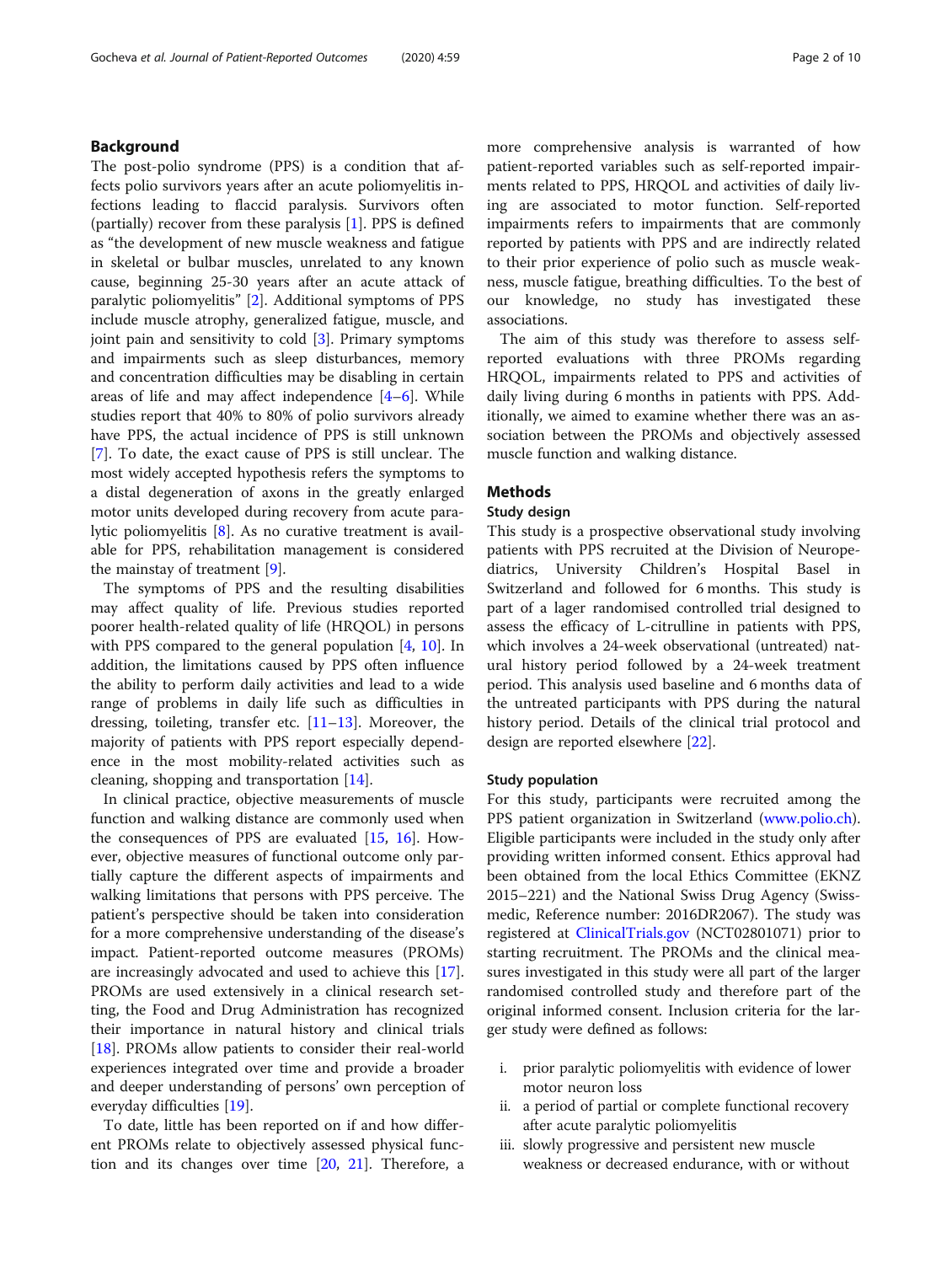## Background

The post-polio syndrome (PPS) is a condition that affects polio survivors years after an acute poliomyelitis infections leading to flaccid paralysis. Survivors often (partially) recover from these paralysis [1]. PPS is defined as "the development of new muscle weakness and fatigue in skeletal or bulbar muscles, unrelated to any known cause, beginning 25-30 years after an acute attack of paralytic poliomyelitis" [2]. Additional symptoms of PPS include muscle atrophy, generalized fatigue, muscle, and joint pain and sensitivity to cold [3]. Primary symptoms and impairments such as sleep disturbances, memory and concentration difficulties may be disabling in certain areas of life and may affect independence [4–6]. While studies report that 40% to 80% of polio survivors already have PPS, the actual incidence of PPS is still unknown [7]. To date, the exact cause of PPS is still unclear. The most widely accepted hypothesis refers the symptoms to a distal degeneration of axons in the greatly enlarged motor units developed during recovery from acute paralytic poliomyelitis [8]. As no curative treatment is available for PPS, rehabilitation management is considered the mainstay of treatment [9].

The symptoms of PPS and the resulting disabilities may affect quality of life. Previous studies reported poorer health-related quality of life (HRQOL) in persons with PPS compared to the general population [4, 10]. In addition, the limitations caused by PPS often influence the ability to perform daily activities and lead to a wide range of problems in daily life such as difficulties in dressing, toileting, transfer etc. [11–13]. Moreover, the majority of patients with PPS report especially dependence in the most mobility-related activities such as cleaning, shopping and transportation [14].

In clinical practice, objective measurements of muscle function and walking distance are commonly used when the consequences of PPS are evaluated [15, 16]. However, objective measures of functional outcome only partially capture the different aspects of impairments and walking limitations that persons with PPS perceive. The patient's perspective should be taken into consideration for a more comprehensive understanding of the disease's impact. Patient-reported outcome measures (PROMs) are increasingly advocated and used to achieve this [17]. PROMs are used extensively in a clinical research setting, the Food and Drug Administration has recognized their importance in natural history and clinical trials [18]. PROMs allow patients to consider their real-world experiences integrated over time and provide a broader and deeper understanding of persons' own perception of everyday difficulties [19].

To date, little has been reported on if and how different PROMs relate to objectively assessed physical function and its changes over time [20, 21]. Therefore, a more comprehensive analysis is warranted of how patient-reported variables such as self-reported impairments related to PPS, HRQOL and activities of daily living are associated to motor function. Self-reported impairments refers to impairments that are commonly reported by patients with PPS and are indirectly related to their prior experience of polio such as muscle weakness, muscle fatigue, breathing difficulties. To the best of our knowledge, no study has investigated these associations.

The aim of this study was therefore to assess self-reported evaluations with three PROMs regarding HRQOL, impairments related to PPS and activities of daily living during 6 months in patients with PPS. Additionally, we aimed to examine whether there was an association between the PROMs and objectively assessed muscle function and walking distance.

## Methods

### Study design

This study is a prospective observational study involving patients with PPS recruited at the Division of Neuropediatrics, University Children's Hospital Basel in Switzerland and followed for 6 months. This study is part of a lager randomised controlled trial designed to assess the efficacy of L-citrulline in patients with PPS, which involves a 24-week observational (untreated) natural history period followed by a 24-week treatment period. This analysis used baseline and 6 months data of the untreated participants with PPS during the natural history period. Details of the clinical trial protocol and design are reported elsewhere [22].

### Study population

For this study, participants were recruited among the PPS patient organization in Switzerland (www.polio.ch). Eligible participants were included in the study only after providing written informed consent. Ethics approval had been obtained from the local Ethics Committee (EKNZ 2015–221) and the National Swiss Drug Agency (Swissmedic, Reference number: 2016DR2067). The study was registered at ClinicalTrials.gov (NCT02801071) prior to starting recruitment. The PROMs and the clinical measures investigated in this study were all part of the larger randomised controlled study and therefore part of the original informed consent. Inclusion criteria for the larger study were defined as follows:

i. prior paralytic poliomyelitis with evidence of lower motor neuron loss
ii. a period of partial or complete functional recovery after acute paralytic poliomyelitis
iii. slowly progressive and persistent new muscle weakness or decreased endurance, with or without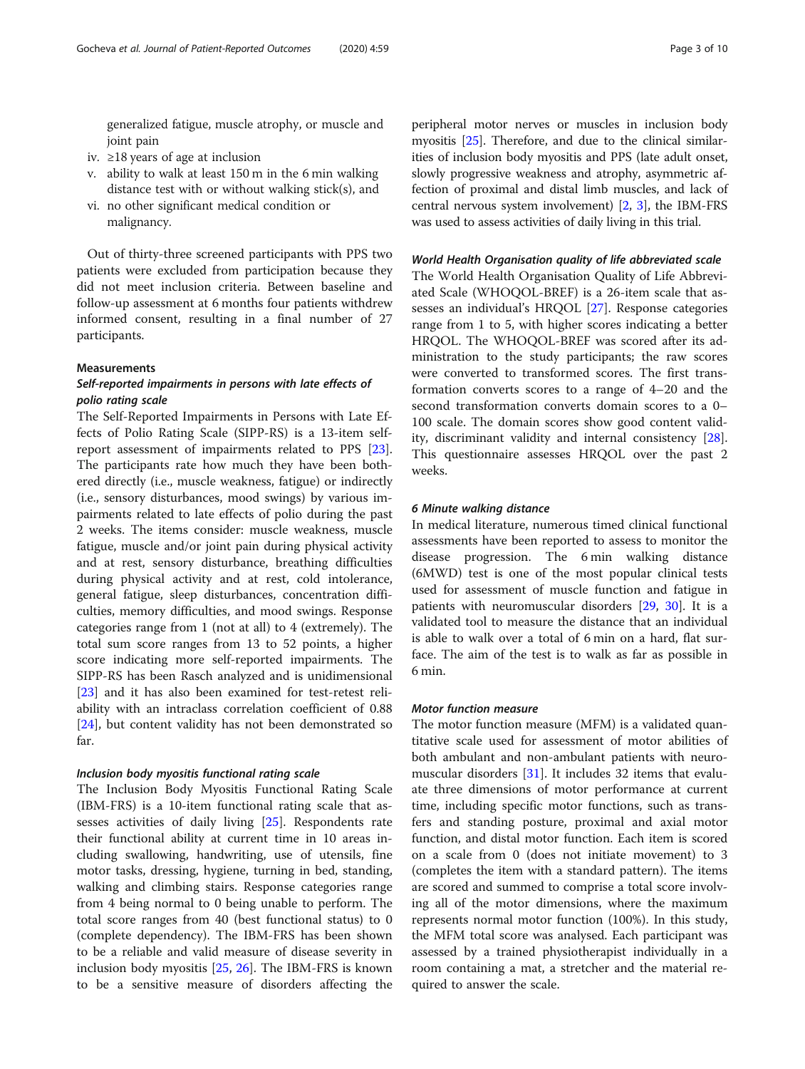generalized fatigue, muscle atrophy, or muscle and joint pain

iv. ≥18 years of age at inclusion
v. ability to walk at least 150 m in the 6 min walking distance test with or without walking stick(s), and
vi. no other significant medical condition or malignancy.

Out of thirty-three screened participants with PPS two patients were excluded from participation because they did not meet inclusion criteria. Between baseline and follow-up assessment at 6 months four patients withdrew informed consent, resulting in a final number of 27 participants.

### Measurements

#### *Self-reported impairments in persons with late effects of polio rating scale*

The Self-Reported Impairments in Persons with Late Effects of Polio Rating Scale (SIPP-RS) is a 13-item self-report assessment of impairments related to PPS [23]. The participants rate how much they have been bothered directly (i.e., muscle weakness, fatigue) or indirectly (i.e., sensory disturbances, mood swings) by various impairments related to late effects of polio during the past 2 weeks. The items consider: muscle weakness, muscle fatigue, muscle and/or joint pain during physical activity and at rest, sensory disturbance, breathing difficulties during physical activity and at rest, cold intolerance, general fatigue, sleep disturbances, concentration difficulties, memory difficulties, and mood swings. Response categories range from 1 (not at all) to 4 (extremely). The total sum score ranges from 13 to 52 points, a higher score indicating more self-reported impairments. The SIPP-RS has been Rasch analyzed and is unidimensional [23] and it has also been examined for test-retest reliability with an intraclass correlation coefficient of 0.88 [24], but content validity has not been demonstrated so far.

#### *Inclusion body myositis functional rating scale*

The Inclusion Body Myositis Functional Rating Scale (IBM-FRS) is a 10-item functional rating scale that assesses activities of daily living [25]. Respondents rate their functional ability at current time in 10 areas including swallowing, handwriting, use of utensils, fine motor tasks, dressing, hygiene, turning in bed, standing, walking and climbing stairs. Response categories range from 4 being normal to 0 being unable to perform. The total score ranges from 40 (best functional status) to 0 (complete dependency). The IBM-FRS has been shown to be a reliable and valid measure of disease severity in inclusion body myositis [25, 26]. The IBM-FRS is known to be a sensitive measure of disorders affecting the peripheral motor nerves or muscles in inclusion body myositis [25]. Therefore, and due to the clinical similarities of inclusion body myositis and PPS (late adult onset, slowly progressive weakness and atrophy, asymmetric affection of proximal and distal limb muscles, and lack of central nervous system involvement) [2, 3], the IBM-FRS was used to assess activities of daily living in this trial.

#### *World Health Organisation quality of life abbreviated scale*

The World Health Organisation Quality of Life Abbreviated Scale (WHOQOL-BREF) is a 26-item scale that assesses an individual's HRQOL [27]. Response categories range from 1 to 5, with higher scores indicating a better HRQOL. The WHOQOL-BREF was scored after its administration to the study participants; the raw scores were converted to transformed scores. The first transformation converts scores to a range of 4–20 and the second transformation converts domain scores to a 0–100 scale. The domain scores show good content validity, discriminant validity and internal consistency [28]. This questionnaire assesses HRQOL over the past 2 weeks.

#### *6 Minute walking distance*

In medical literature, numerous timed clinical functional assessments have been reported to assess to monitor the disease progression. The 6 min walking distance (6MWD) test is one of the most popular clinical tests used for assessment of muscle function and fatigue in patients with neuromuscular disorders [29, 30]. It is a validated tool to measure the distance that an individual is able to walk over a total of 6 min on a hard, flat surface. The aim of the test is to walk as far as possible in 6 min.

#### *Motor function measure*

The motor function measure (MFM) is a validated quantitative scale used for assessment of motor abilities of both ambulant and non-ambulant patients with neuromuscular disorders [31]. It includes 32 items that evaluate three dimensions of motor performance at current time, including specific motor functions, such as transfers and standing posture, proximal and axial motor function, and distal motor function. Each item is scored on a scale from 0 (does not initiate movement) to 3 (completes the item with a standard pattern). The items are scored and summed to comprise a total score involving all of the motor dimensions, where the maximum represents normal motor function (100%). In this study, the MFM total score was analysed. Each participant was assessed by a trained physiotherapist individually in a room containing a mat, a stretcher and the material required to answer the scale.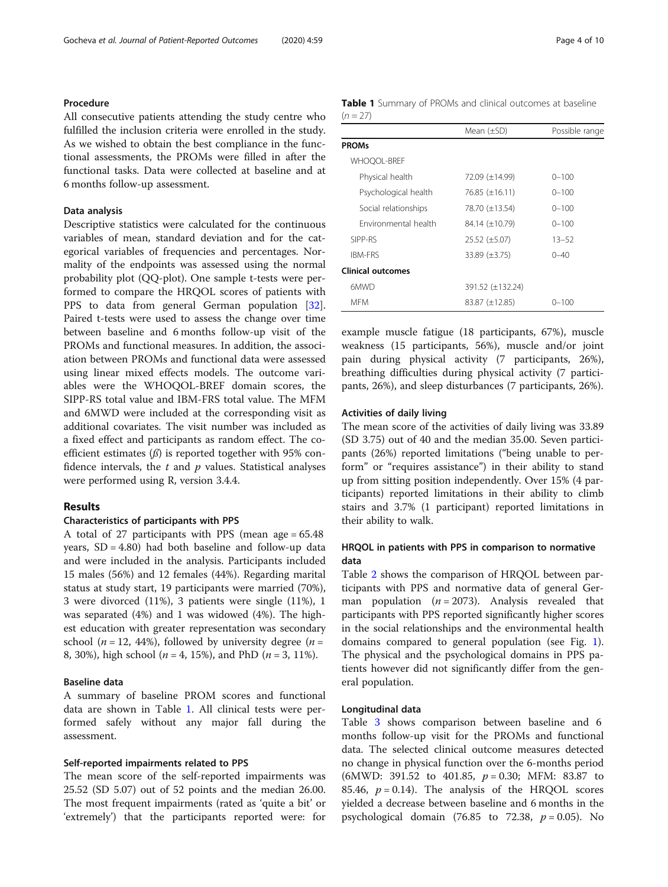### Procedure

All consecutive patients attending the study centre who fulfilled the inclusion criteria were enrolled in the study. As we wished to obtain the best compliance in the functional assessments, the PROMs were filled in after the functional tasks. Data were collected at baseline and at 6 months follow-up assessment.

### Data analysis

Descriptive statistics were calculated for the continuous variables of mean, standard deviation and for the categorical variables of frequencies and percentages. Normality of the endpoints was assessed using the normal probability plot (QQ-plot). One sample t-tests were performed to compare the HRQOL scores of patients with PPS to data from general German population [32]. Paired t-tests were used to assess the change over time between baseline and 6 months follow-up visit of the PROMs and functional measures. In addition, the association between PROMs and functional data were assessed using linear mixed effects models. The outcome variables were the WHOQOL-BREF domain scores, the SIPP-RS total value and IBM-FRS total value. The MFM and 6MWD were included at the corresponding visit as additional covariates. The visit number was included as a fixed effect and participants as random effect. The coefficient estimates ($\beta$) is reported together with 95% confidence intervals, the $t$ and $p$ values. Statistical analyses were performed using R, version 3.4.4.

## Results

### Characteristics of participants with PPS

A total of 27 participants with PPS (mean age = 65.48 years, SD = 4.80) had both baseline and follow-up data and were included in the analysis. Participants included 15 males (56%) and 12 females (44%). Regarding marital status at study start, 19 participants were married (70%), 3 were divorced (11%), 3 patients were single (11%), 1 was separated (4%) and 1 was widowed (4%). The highest education with greater representation was secondary school ($n = 12$, 44%), followed by university degree ($n = 8$, 30%), high school ($n = 4$, 15%), and PhD ($n = 3$, 11%).

### Baseline data

A summary of baseline PROM scores and functional data are shown in Table 1. All clinical tests were performed safely without any major fall during the assessment.

**Table 1** Summary of PROMs and clinical outcomes at baseline ($n = 27$)

| | Mean (±SD) | Possible range |
|---|---|---|
| **PROMs** | | |
| WHOQOL-BREF | | |
| Physical health | 72.09 (±14.99) | 0–100 |
| Psychological health | 76.85 (±16.11) | 0–100 |
| Social relationships | 78.70 (±13.54) | 0–100 |
| Environmental health | 84.14 (±10.79) | 0–100 |
| SIPP-RS | 25.52 (±5.07) | 13–52 |
| IBM-FRS | 33.89 (±3.75) | 0–40 |
| **Clinical outcomes** | | |
| 6MWD | 391.52 (±132.24) | |
| MFM | 83.87 (±12.85) | 0–100 |

### Self-reported impairments related to PPS

The mean score of the self-reported impairments was 25.52 (SD 5.07) out of 52 points and the median 26.00. The most frequent impairments (rated as 'quite a bit' or 'extremely') that the participants reported were: for example muscle fatigue (18 participants, 67%), muscle weakness (15 participants, 56%), muscle and/or joint pain during physical activity (7 participants, 26%), breathing difficulties during physical activity (7 participants, 26%), and sleep disturbances (7 participants, 26%).

### Activities of daily living

The mean score of the activities of daily living was 33.89 (SD 3.75) out of 40 and the median 35.00. Seven participants (26%) reported limitations ("being unable to perform" or "requires assistance") in their ability to stand up from sitting position independently. Over 15% (4 participants) reported limitations in their ability to climb stairs and 3.7% (1 participant) reported limitations in their ability to walk.

### HRQOL in patients with PPS in comparison to normative data

Table 2 shows the comparison of HRQOL between participants with PPS and normative data of general German population ($n = 2073$). Analysis revealed that participants with PPS reported significantly higher scores in the social relationships and the environmental health domains compared to general population (see Fig. 1). The physical and the psychological domains in PPS patients however did not significantly differ from the general population.

### Longitudinal data

Table 3 shows comparison between baseline and 6 months follow-up visit for the PROMs and functional data. The selected clinical outcome measures detected no change in physical function over the 6-months period (6MWD: 391.52 to 401.85, $p = 0.30$; MFM: 83.87 to 85.46, $p = 0.14$). The analysis of the HRQOL scores yielded a decrease between baseline and 6 months in the psychological domain (76.85 to 72.38, $p = 0.05$). No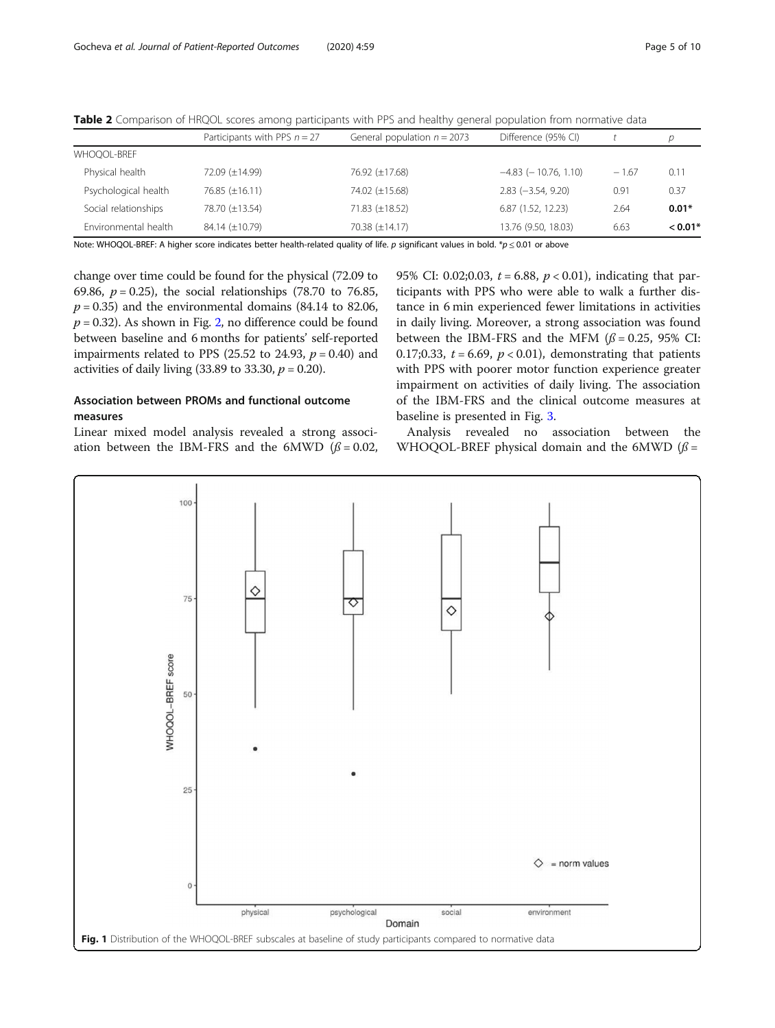**Table 2** Comparison of HRQOL scores among participants with PPS and healthy general population from normative data

| | Participants with PPS $n = 27$ | General population $n = 2073$ | Difference (95% CI) | $t$ | $p$ |
|---|---|---|---|---|---|
| WHOQOL-BREF | | | | | |
| Physical health | 72.09 (±14.99) | 76.92 (±17.68) | −4.83 (− 10.76, 1.10) | − 1.67 | 0.11 |
| Psychological health | 76.85 (±16.11) | 74.02 (±15.68) | 2.83 (−3.54, 9.20) | 0.91 | 0.37 |
| Social relationships | 78.70 (±13.54) | 71.83 (±18.52) | 6.87 (1.52, 12.23) | 2.64 | **0.01*** |
| Environmental health | 84.14 (±10.79) | 70.38 (±14.17) | 13.76 (9.50, 18.03) | 6.63 | **< 0.01*** |

Note: WHOQOL-BREF: A higher score indicates better health-related quality of life. $p$ significant values in bold. *$p \leq 0.01$ or above

change over time could be found for the physical (72.09 to 69.86, $p = 0.25$), the social relationships (78.70 to 76.85, $p = 0.35$) and the environmental domains (84.14 to 82.06, $p = 0.32$). As shown in Fig. 2, no difference could be found between baseline and 6 months for patients' self-reported impairments related to PPS (25.52 to 24.93, $p = 0.40$) and activities of daily living (33.89 to 33.30, $p = 0.20$).

## Association between PROMs and functional outcome measures

Linear mixed model analysis revealed a strong association between the IBM-FRS and the 6MWD ($\beta = 0.02$, 95% CI: 0.02;0.03, $t = 6.88$, $p < 0.01$), indicating that participants with PPS who were able to walk a further distance in 6 min experienced fewer limitations in activities in daily living. Moreover, a strong association was found between the IBM-FRS and the MFM ($\beta = 0.25$, 95% CI: 0.17;0.33, $t = 6.69$, $p < 0.01$), demonstrating that patients with PPS with poorer motor function experience greater impairment on activities of daily living. The association of the IBM-FRS and the clinical outcome measures at baseline is presented in Fig. 3.

Analysis revealed no association between the WHOQOL-BREF physical domain and the 6MWD ($\beta =$

**Fig. 1** Distribution of the WHOQOL-BREF subscales at baseline of study participants compared to normative data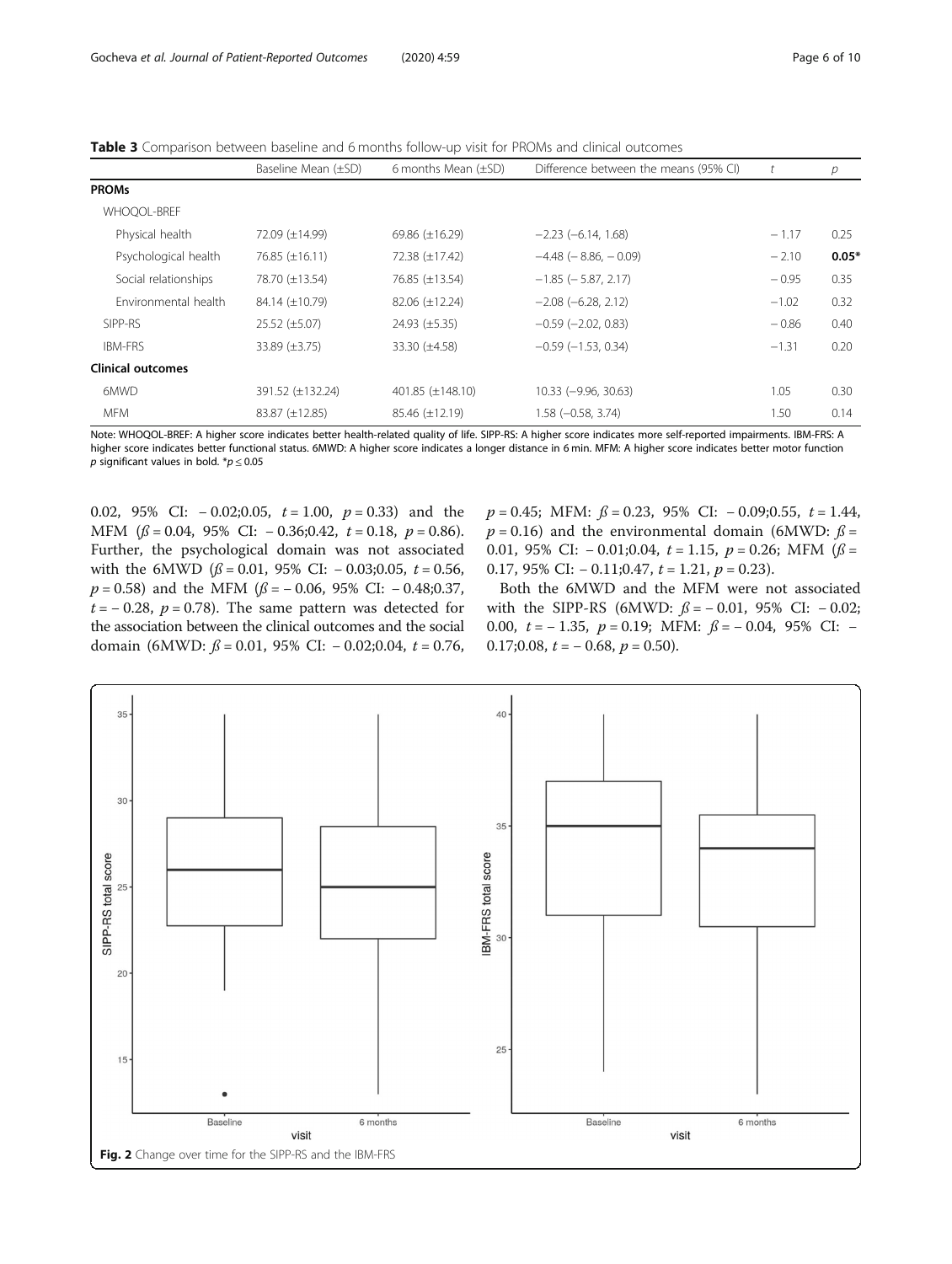**Table 3** Comparison between baseline and 6 months follow-up visit for PROMs and clinical outcomes

| | Baseline Mean (±SD) | 6 months Mean (±SD) | Difference between the means (95% CI) | $t$ | $p$ |
|---|---|---|---|---|---|
| **PROMs** | | | | | |
| WHOQOL-BREF | | | | | |
| Physical health | 72.09 (±14.99) | 69.86 (±16.29) | −2.23 (−6.14, 1.68) | − 1.17 | 0.25 |
| Psychological health | 76.85 (±16.11) | 72.38 (±17.42) | −4.48 (− 8.86, − 0.09) | − 2.10 | **0.05*** |
| Social relationships | 78.70 (±13.54) | 76.85 (±13.54) | −1.85 (− 5.87, 2.17) | − 0.95 | 0.35 |
| Environmental health | 84.14 (±10.79) | 82.06 (±12.24) | −2.08 (−6.28, 2.12) | −1.02 | 0.32 |
| SIPP-RS | 25.52 (±5.07) | 24.93 (±5.35) | −0.59 (−2.02, 0.83) | − 0.86 | 0.40 |
| IBM-FRS | 33.89 (±3.75) | 33.30 (±4.58) | −0.59 (−1.53, 0.34) | −1.31 | 0.20 |
| **Clinical outcomes** | | | | | |
| 6MWD | 391.52 (±132.24) | 401.85 (±148.10) | 10.33 (−9.96, 30.63) | 1.05 | 0.30 |
| MFM | 83.87 (±12.85) | 85.46 (±12.19) | 1.58 (−0.58, 3.74) | 1.50 | 0.14 |

Note: WHOQOL-BREF: A higher score indicates better health-related quality of life. SIPP-RS: A higher score indicates more self-reported impairments. IBM-FRS: A higher score indicates better functional status. 6MWD: A higher score indicates a longer distance in 6 min. MFM: A higher score indicates better motor function
$p$ significant values in bold. *$p \leq 0.05$

0.02, 95% CI: − 0.02;0.05, $t = 1.00$, $p = 0.33$) and the MFM ($\beta = 0.04$, 95% CI: − 0.36;0.42, $t = 0.18$, $p = 0.86$). Further, the psychological domain was not associated with the 6MWD ($\beta = 0.01$, 95% CI: − 0.03;0.05, $t = 0.56$, $p = 0.58$) and the MFM ($\beta = -0.06$, 95% CI: − 0.48;0.37, $t = -0.28$, $p = 0.78$). The same pattern was detected for the association between the clinical outcomes and the social domain (6MWD: $\beta = 0.01$, 95% CI: − 0.02;0.04, $t = 0.76$, $p = 0.45$; MFM: $\beta = 0.23$, 95% CI: − 0.09;0.55, $t = 1.44$, $p = 0.16$) and the environmental domain (6MWD: $\beta = 0.01$, 95% CI: − 0.01;0.04, $t = 1.15$, $p = 0.26$; MFM ($\beta = 0.17$, 95% CI: − 0.11;0.47, $t = 1.21$, $p = 0.23$).

Both the 6MWD and the MFM were not associated with the SIPP-RS (6MWD: $\beta = -0.01$, 95% CI: − 0.02; 0.00, $t = -1.35$, $p = 0.19$; MFM: $\beta = -0.04$, 95% CI: − 0.17;0.08, $t = -0.68$, $p = 0.50$).

**Fig. 2** Change over time for the SIPP-RS and the IBM-FRS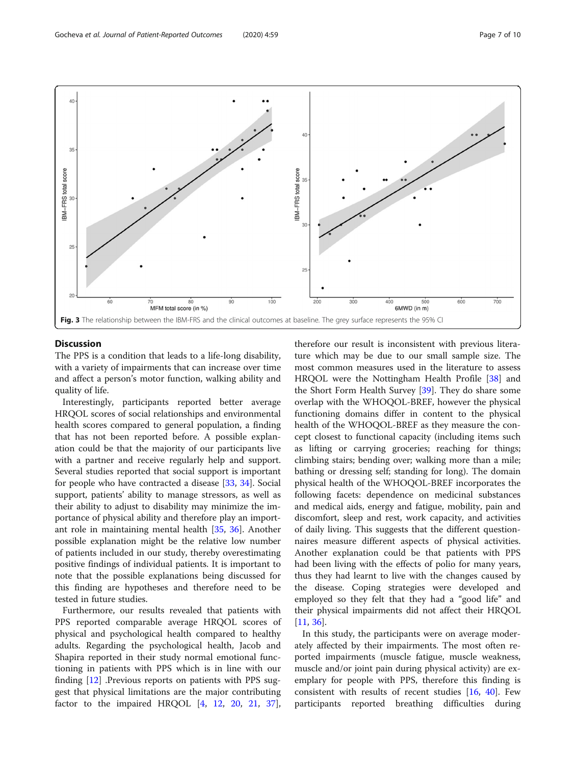Fig. 3 The relationship between the IBM-FRS and the clinical outcomes at baseline. The grey surface represents the 95% CI

## Discussion

The PPS is a condition that leads to a life-long disability, with a variety of impairments that can increase over time and affect a person's motor function, walking ability and quality of life.

Interestingly, participants reported better average HRQOL scores of social relationships and environmental health scores compared to general population, a finding that has not been reported before. A possible explanation could be that the majority of our participants live with a partner and receive regularly help and support. Several studies reported that social support is important for people who have contracted a disease [33, 34]. Social support, patients' ability to manage stressors, as well as their ability to adjust to disability may minimize the importance of physical ability and therefore play an important role in maintaining mental health [35, 36]. Another possible explanation might be the relative low number of patients included in our study, thereby overestimating positive findings of individual patients. It is important to note that the possible explanations being discussed for this finding are hypotheses and therefore need to be tested in future studies.

Furthermore, our results revealed that patients with PPS reported comparable average HRQOL scores of physical and psychological health compared to healthy adults. Regarding the psychological health, Jacob and Shapira reported in their study normal emotional functioning in patients with PPS which is in line with our finding [12] .Previous reports on patients with PPS suggest that physical limitations are the major contributing factor to the impaired HRQOL [4, 12, 20, 21, 37], therefore our result is inconsistent with previous literature which may be due to our small sample size. The most common measures used in the literature to assess HRQOL were the Nottingham Health Profile [38] and the Short Form Health Survey [39]. They do share some overlap with the WHOQOL-BREF, however the physical functioning domains differ in content to the physical health of the WHOQOL-BREF as they measure the concept closest to functional capacity (including items such as lifting or carrying groceries; reaching for things; climbing stairs; bending over; walking more than a mile; bathing or dressing self; standing for long). The domain physical health of the WHOQOL-BREF incorporates the following facets: dependence on medicinal substances and medical aids, energy and fatigue, mobility, pain and discomfort, sleep and rest, work capacity, and activities of daily living. This suggests that the different questionnaires measure different aspects of physical activities. Another explanation could be that patients with PPS had been living with the effects of polio for many years, thus they had learnt to live with the changes caused by the disease. Coping strategies were developed and employed so they felt that they had a "good life" and their physical impairments did not affect their HRQOL [11, 36].

In this study, the participants were on average moderately affected by their impairments. The most often reported impairments (muscle fatigue, muscle weakness, muscle and/or joint pain during physical activity) are exemplary for people with PPS, therefore this finding is consistent with results of recent studies [16, 40]. Few participants reported breathing difficulties during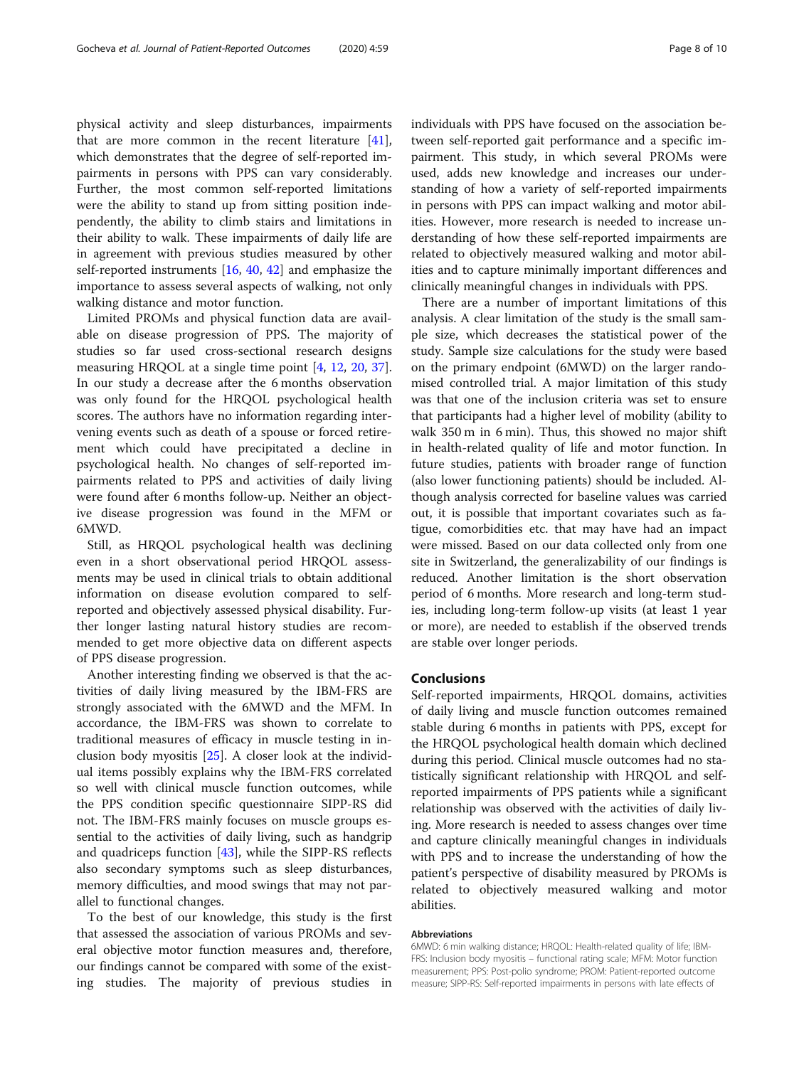physical activity and sleep disturbances, impairments that are more common in the recent literature [41], which demonstrates that the degree of self-reported impairments in persons with PPS can vary considerably. Further, the most common self-reported limitations were the ability to stand up from sitting position independently, the ability to climb stairs and limitations in their ability to walk. These impairments of daily life are in agreement with previous studies measured by other self-reported instruments [16, 40, 42] and emphasize the importance to assess several aspects of walking, not only walking distance and motor function.

Limited PROMs and physical function data are available on disease progression of PPS. The majority of studies so far used cross-sectional research designs measuring HRQOL at a single time point [4, 12, 20, 37]. In our study a decrease after the 6 months observation was only found for the HRQOL psychological health scores. The authors have no information regarding intervening events such as death of a spouse or forced retirement which could have precipitated a decline in psychological health. No changes of self-reported impairments related to PPS and activities of daily living were found after 6 months follow-up. Neither an objective disease progression was found in the MFM or 6MWD.

Still, as HRQOL psychological health was declining even in a short observational period HRQOL assessments may be used in clinical trials to obtain additional information on disease evolution compared to self-reported and objectively assessed physical disability. Further longer lasting natural history studies are recommended to get more objective data on different aspects of PPS disease progression.

Another interesting finding we observed is that the activities of daily living measured by the IBM-FRS are strongly associated with the 6MWD and the MFM. In accordance, the IBM-FRS was shown to correlate to traditional measures of efficacy in muscle testing in inclusion body myositis [25]. A closer look at the individual items possibly explains why the IBM-FRS correlated so well with clinical muscle function outcomes, while the PPS condition specific questionnaire SIPP-RS did not. The IBM-FRS mainly focuses on muscle groups essential to the activities of daily living, such as handgrip and quadriceps function [43], while the SIPP-RS reflects also secondary symptoms such as sleep disturbances, memory difficulties, and mood swings that may not parallel to functional changes.

To the best of our knowledge, this study is the first that assessed the association of various PROMs and several objective motor function measures and, therefore, our findings cannot be compared with some of the existing studies. The majority of previous studies in individuals with PPS have focused on the association between self-reported gait performance and a specific impairment. This study, in which several PROMs were used, adds new knowledge and increases our understanding of how a variety of self-reported impairments in persons with PPS can impact walking and motor abilities. However, more research is needed to increase understanding of how these self-reported impairments are related to objectively measured walking and motor abilities and to capture minimally important differences and clinically meaningful changes in individuals with PPS.

There are a number of important limitations of this analysis. A clear limitation of the study is the small sample size, which decreases the statistical power of the study. Sample size calculations for the study were based on the primary endpoint (6MWD) on the larger randomised controlled trial. A major limitation of this study was that one of the inclusion criteria was set to ensure that participants had a higher level of mobility (ability to walk 350 m in 6 min). Thus, this showed no major shift in health-related quality of life and motor function. In future studies, patients with broader range of function (also lower functioning patients) should be included. Although analysis corrected for baseline values was carried out, it is possible that important covariates such as fatigue, comorbidities etc. that may have had an impact were missed. Based on our data collected only from one site in Switzerland, the generalizability of our findings is reduced. Another limitation is the short observation period of 6 months. More research and long-term studies, including long-term follow-up visits (at least 1 year or more), are needed to establish if the observed trends are stable over longer periods.

## Conclusions

Self-reported impairments, HRQOL domains, activities of daily living and muscle function outcomes remained stable during 6 months in patients with PPS, except for the HRQOL psychological health domain which declined during this period. Clinical muscle outcomes had no statistically significant relationship with HRQOL and self-reported impairments of PPS patients while a significant relationship was observed with the activities of daily living. More research is needed to assess changes over time and capture clinically meaningful changes in individuals with PPS and to increase the understanding of how the patient's perspective of disability measured by PROMs is related to objectively measured walking and motor abilities.

#### Abbreviations

6MWD: 6 min walking distance; HRQOL: Health-related quality of life; IBM-FRS: Inclusion body myositis – functional rating scale; MFM: Motor function measurement; PPS: Post-polio syndrome; PROM: Patient-reported outcome measure; SIPP-RS: Self-reported impairments in persons with late effects of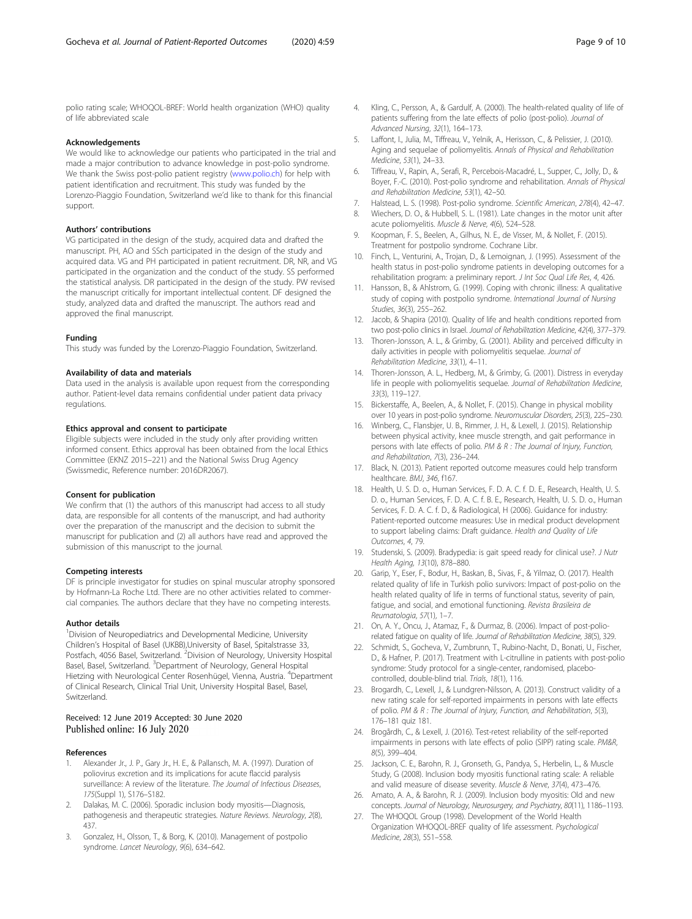polio rating scale; WHOQOL-BREF: World health organization (WHO) quality of life abbreviated scale

### Acknowledgements

We would like to acknowledge our patients who participated in the trial and made a major contribution to advance knowledge in post-polio syndrome. We thank the Swiss post-polio patient registry (www.polio.ch) for help with patient identification and recruitment. This study was funded by the Lorenzo-Piaggio Foundation, Switzerland we'd like to thank for this financial support.

### Authors' contributions

VG participated in the design of the study, acquired data and drafted the manuscript. PH, AO and SSch participated in the design of the study and acquired data. VG and PH participated in patient recruitment. DR, NR, and VG participated in the organization and the conduct of the study. SS performed the statistical analysis. DR participated in the design of the study. PW revised the manuscript critically for important intellectual content. DF designed the study, analyzed data and drafted the manuscript. The authors read and approved the final manuscript.

### Funding

This study was funded by the Lorenzo-Piaggio Foundation, Switzerland.

### Availability of data and materials

Data used in the analysis is available upon request from the corresponding author. Patient-level data remains confidential under patient data privacy regulations.

### Ethics approval and consent to participate

Eligible subjects were included in the study only after providing written informed consent. Ethics approval has been obtained from the local Ethics Committee (EKNZ 2015–221) and the National Swiss Drug Agency (Swissmedic, Reference number: 2016DR2067).

### Consent for publication

We confirm that (1) the authors of this manuscript had access to all study data, are responsible for all contents of the manuscript, and had authority over the preparation of the manuscript and the decision to submit the manuscript for publication and (2) all authors have read and approved the submission of this manuscript to the journal.

### Competing interests

DF is principle investigator for studies on spinal muscular atrophy sponsored by Hofmann-La Roche Ltd. There are no other activities related to commercial companies. The authors declare that they have no competing interests.

### Author details

[1]Division of Neuropediatrics and Developmental Medicine, University Children's Hospital of Basel (UKBB),University of Basel, Spitalstrasse 33, Postfach, 4056 Basel, Switzerland. [2]Division of Neurology, University Hospital Basel, Basel, Switzerland. [3]Department of Neurology, General Hospital Hietzing with Neurological Center Rosenhügel, Vienna, Austria. [4]Department of Clinical Research, Clinical Trial Unit, University Hospital Basel, Basel, Switzerland.

Received: 12 June 2019 Accepted: 30 June 2020
Published online: 16 July 2020

### References

1. Alexander Jr., J. P., Gary Jr., H. E., & Pallansch, M. A. (1997). Duration of poliovirus excretion and its implications for acute flaccid paralysis surveillance: A review of the literature. *The Journal of Infectious Diseases*, *175*(Suppl 1), S176–S182.
2. Dalakas, M. C. (2006). Sporadic inclusion body myositis—Diagnosis, pathogenesis and therapeutic strategies. *Nature Reviews. Neurology*, *2*(8), 437.
3. Gonzalez, H., Olsson, T., & Borg, K. (2010). Management of postpolio syndrome. *Lancet Neurology*, *9*(6), 634–642.
4. Kling, C., Persson, A., & Gardulf, A. (2000). The health-related quality of life of patients suffering from the late effects of polio (post-polio). *Journal of Advanced Nursing*, *32*(1), 164–173.
5. Laffont, I., Julia, M., Tiffreau, V., Yelnik, A., Herisson, C., & Pelissier, J. (2010). Aging and sequelae of poliomyelitis. *Annals of Physical and Rehabilitation Medicine*, *53*(1), 24–33.
6. Tiffreau, V., Rapin, A., Serafi, R., Percebois-Macadré, L., Supper, C., Jolly, D., & Boyer, F.-C. (2010). Post-polio syndrome and rehabilitation. *Annals of Physical and Rehabilitation Medicine*, *53*(1), 42–50.
7. Halstead, L. S. (1998). Post-polio syndrome. *Scientific American*, *278*(4), 42–47.
8. Wiechers, D. O., & Hubbell, S. L. (1981). Late changes in the motor unit after acute poliomyelitis. *Muscle & Nerve*, *4*(6), 524–528.
9. Koopman, F. S., Beelen, A., Gilhus, N. E., de Visser, M., & Nollet, F. (2015). Treatment for postpolio syndrome. Cochrane Libr.
10. Finch, L., Venturini, A., Trojan, D., & Lemoignan, J. (1995). Assessment of the health status in post-polio syndrome patients in developing outcomes for a rehabilitation program: a preliminary report. *J Int Soc Qual Life Res*, *4*, 426.
11. Hansson, B., & Ahlstrom, G. (1999). Coping with chronic illness: A qualitative study of coping with postpolio syndrome. *International Journal of Nursing Studies*, *36*(3), 255–262.
12. Jacob, & Shapira (2010). Quality of life and health conditions reported from two post-polio clinics in Israel. *Journal of Rehabilitation Medicine*, *42*(4), 377–379.
13. Thoren-Jonsson, A. L., & Grimby, G. (2001). Ability and perceived difficulty in daily activities in people with poliomyelitis sequelae. *Journal of Rehabilitation Medicine*, *33*(1), 4–11.
14. Thoren-Jonsson, A. L., Hedberg, M., & Grimby, G. (2001). Distress in everyday life in people with poliomyelitis sequelae. *Journal of Rehabilitation Medicine*, *33*(3), 119–127.
15. Bickerstaffe, A., Beelen, A., & Nollet, F. (2015). Change in physical mobility over 10 years in post-polio syndrome. *Neuromuscular Disorders*, *25*(3), 225–230.
16. Winberg, C., Flansbjer, U. B., Rimmer, J. H., & Lexell, J. (2015). Relationship between physical activity, knee muscle strength, and gait performance in persons with late effects of polio. *PM & R : The Journal of Injury, Function, and Rehabilitation*, *7*(3), 236–244.
17. Black, N. (2013). Patient reported outcome measures could help transform healthcare. *BMJ*, *346*, f167.
18. Health, U. S. D. o., Human Services, F. D. A. C. f. D. E., Research, Health, U. S. D. o., Human Services, F. D. A. C. f. B. E., Research, Health, U. S. D. o., Human Services, F. D. A. C. f. D., & Radiological, H (2006). Guidance for industry: Patient-reported outcome measures: Use in medical product development to support labeling claims: Draft guidance. *Health and Quality of Life Outcomes*, *4*, 79.
19. Studenski, S. (2009). Bradypedia: is gait speed ready for clinical use?. *J Nutr Health Aging*, *13*(10), 878–880.
20. Garip, Y., Eser, F., Bodur, H., Baskan, B., Sivas, F., & Yilmaz, O. (2017). Health related quality of life in Turkish polio survivors: Impact of post-polio on the health related quality of life in terms of functional status, severity of pain, fatigue, and social, and emotional functioning. *Revista Brasileira de Reumatologia*, *57*(1), 1–7.
21. On, A. Y., Oncu, J., Atamaz, F., & Durmaz, B. (2006). Impact of post-polio-related fatigue on quality of life. *Journal of Rehabilitation Medicine*, *38*(5), 329.
22. Schmidt, S., Gocheva, V., Zumbrunn, T., Rubino-Nacht, D., Bonati, U., Fischer, D., & Hafner, P. (2017). Treatment with L-citrulline in patients with post-polio syndrome: Study protocol for a single-center, randomised, placebo-controlled, double-blind trial. *Trials*, *18*(1), 116.
23. Brogardh, C., Lexell, J., & Lundgren-Nilsson, A. (2013). Construct validity of a new rating scale for self-reported impairments in persons with late effects of polio. *PM & R : The Journal of Injury, Function, and Rehabilitation*, *5*(3), 176–181 quiz 181.
24. Brogårdh, C., & Lexell, J. (2016). Test-retest reliability of the self-reported impairments in persons with late effects of polio (SIPP) rating scale. *PM&R*, *8*(5), 399–404.
25. Jackson, C. E., Barohn, R. J., Gronseth, G., Pandya, S., Herbelin, L., & Muscle Study, G (2008). Inclusion body myositis functional rating scale: A reliable and valid measure of disease severity. *Muscle & Nerve*, *37*(4), 473–476.
26. Amato, A. A., & Barohn, R. J. (2009). Inclusion body myositis: Old and new concepts. *Journal of Neurology, Neurosurgery, and Psychiatry*, *80*(11), 1186–1193.
27. The WHOQOL Group (1998). Development of the World Health Organization WHOQOL-BREF quality of life assessment. *Psychological Medicine*, *28*(3), 551–558.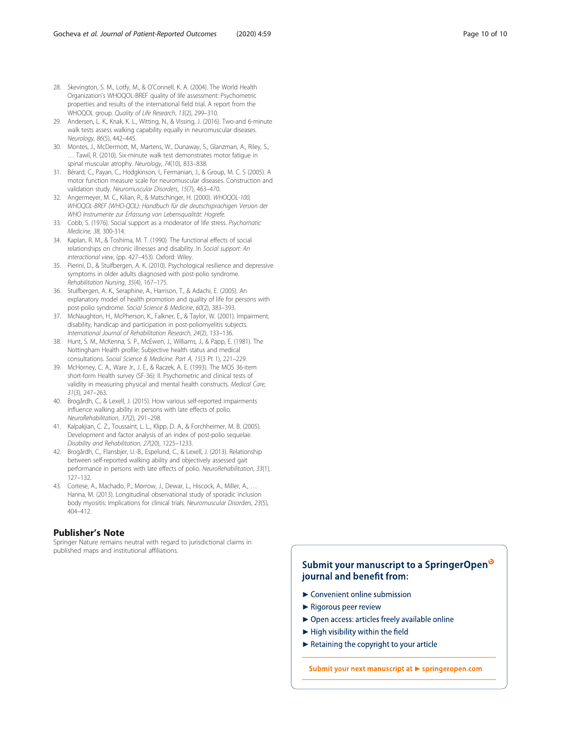28. Skevington, S. M., Lotfy, M., & O'Connell, K. A. (2004). The World Health Organization's WHOQOL-BREF quality of life assessment: Psychometric properties and results of the international field trial. A report from the WHOQOL group. *Quality of Life Research*, *13*(2), 299–310.
29. Andersen, L. K., Knak, K. L., Witting, N., & Vissing, J. (2016). Two-and 6-minute walk tests assess walking capability equally in neuromuscular diseases. *Neurology*, *86*(5), 442–445.
30. Montes, J., McDermott, M., Martens, W., Dunaway, S., Glanzman, A., Riley, S., … Tawil, R. (2010). Six-minute walk test demonstrates motor fatigue in spinal muscular atrophy. *Neurology*, *74*(10), 833–838.
31. Bérard, C., Payan, C., Hodgkinson, I., Fermanian, J., & Group, M. C. S (2005). A motor function measure scale for neuromuscular diseases. Construction and validation study. *Neuromuscular Disorders*, *15*(7), 463–470.
32. Angermeyer, M. C., Kilian, R., & Matschinger, H. (2000). *WHOQOL-100, WHOQOL-BREF (WHO-QOL): Handbuch für die deutschsprachigen Version der WHO Instrumente zur Erfassung von Lebensqualität: Hogrefe.*
33. Cobb, S. (1976). Social support as a moderator of life stress. *Psychomatic Medicine, 38*, 300-314.
34. Kaplan, R. M., & Toshima, M. T. (1990). The functional effects of social relationships on chronic illnesses and disability. In *Social support: An interactional view*, (pp. 427–453). Oxford: Wiley.
35. Pierini, D., & Stuifbergen, A. K. (2010). Psychological resilience and depressive symptoms in older adults diagnosed with post-polio syndrome. *Rehabilitation Nursing*, *35*(4), 167–175.
36. Stuifbergen, A. K., Seraphine, A., Harrison, T., & Adachi, E. (2005). An explanatory model of health promotion and quality of life for persons with post-polio syndrome. *Social Science & Medicine*, *60*(2), 383–393.
37. McNaughton, H., McPherson, K., Falkner, E., & Taylor, W. (2001). Impairment, disability, handicap and participation in post-poliomyelitis subjects. *International Journal of Rehabilitation Research*, *24*(2), 133–136.
38. Hunt, S. M., McKenna, S. P., McEwen, J., Williams, J., & Papp, E. (1981). The Nottingham Health profile: Subjective health status and medical consultations. *Social Science & Medicine. Part A*, *15*(3 Pt 1), 221–229.
39. McHorney, C. A., Ware Jr., J. E., & Raczek, A. E. (1993). The MOS 36-item short-form Health survey (SF-36): II. Psychometric and clinical tests of validity in measuring physical and mental health constructs. *Medical Care*, *31*(3), 247–263.
40. Brogårdh, C., & Lexell, J. (2015). How various self-reported impairments influence walking ability in persons with late effects of polio. *NeuroRehabilitation*, *37*(2), 291–298.
41. Kalpakjian, C. Z., Toussaint, L. L., Klipp, D. A., & Forchheimer, M. B. (2005). Development and factor analysis of an index of post-polio sequelae. *Disability and Rehabilitation*, *27*(20), 1225–1233.
42. Brogårdh, C., Flansbjer, U.-B., Espelund, C., & Lexell, J. (2013). Relationship between self-reported walking ability and objectively assessed gait performance in persons with late effects of polio. *NeuroRehabilitation*, *33*(1), 127–132.
43. Cortese, A., Machado, P., Morrow, J., Dewar, L., Hiscock, A., Miller, A., … Hanna, M. (2013). Longitudinal observational study of sporadic inclusion body myositis: Implications for clinical trials. *Neuromuscular Disorders*, *23*(5), 404–412.

## Publisher's Note

Springer Nature remains neutral with regard to jurisdictional claims in published maps and institutional affiliations.

**Submit your manuscript to a SpringerOpen journal and benefit from:**

- ► Convenient online submission
- ► Rigorous peer review
- ► Open access: articles freely available online
- ► High visibility within the field
- ► Retaining the copyright to your article

**Submit your next manuscript at ► springeropen.com**